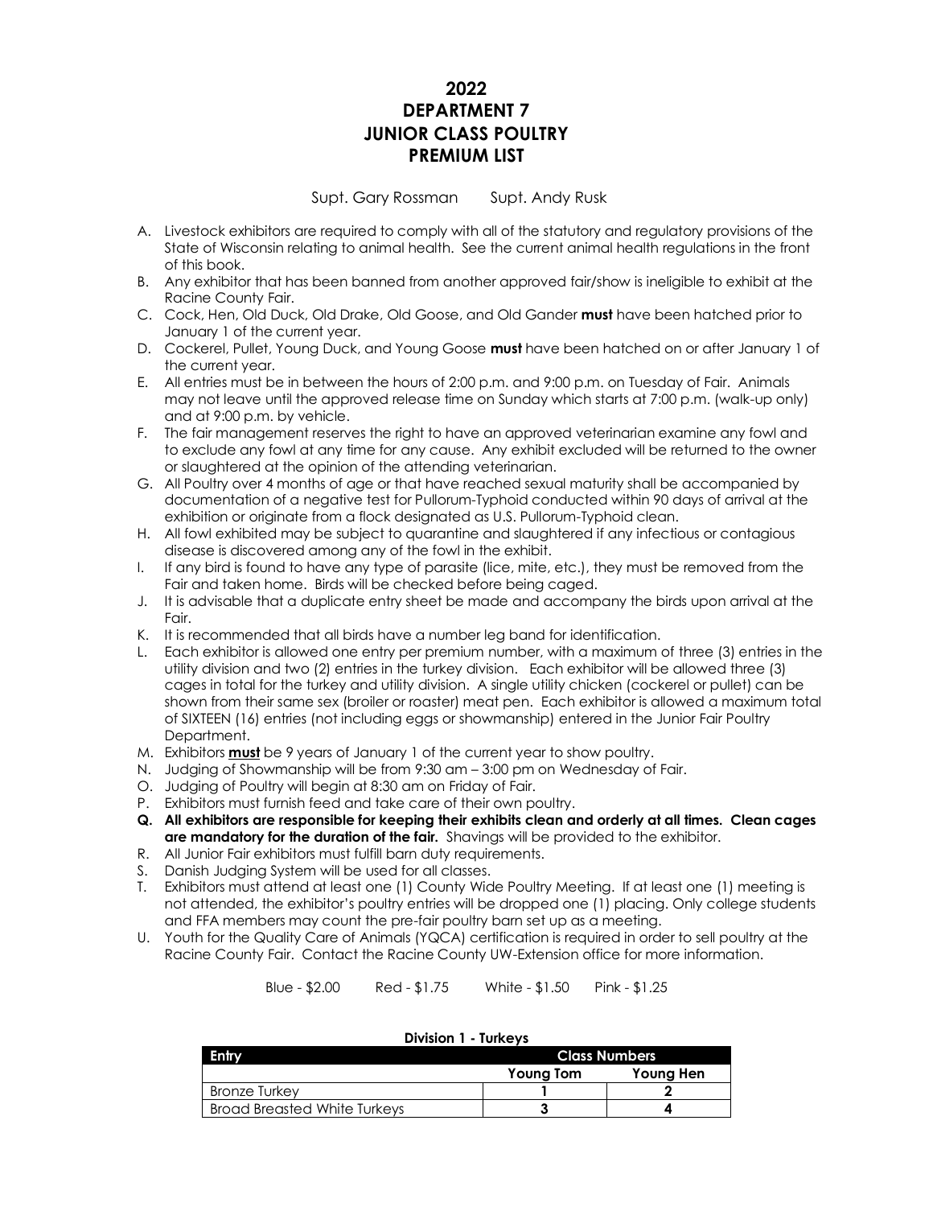# 2022
# DEPARTMENT 7
# JUNIOR CLASS POULTRY
# PREMIUM LIST

Supt. Gary Rossman     Supt. Andy Rusk

A. Livestock exhibitors are required to comply with all of the statutory and regulatory provisions of the State of Wisconsin relating to animal health. See the current animal health regulations in the front of this book.
B. Any exhibitor that has been banned from another approved fair/show is ineligible to exhibit at the Racine County Fair.
C. Cock, Hen, Old Duck, Old Drake, Old Goose, and Old Gander **must** have been hatched prior to January 1 of the current year.
D. Cockerel, Pullet, Young Duck, and Young Goose **must** have been hatched on or after January 1 of the current year.
E. All entries must be in between the hours of 2:00 p.m. and 9:00 p.m. on Tuesday of Fair. Animals may not leave until the approved release time on Sunday which starts at 7:00 p.m. (walk-up only) and at 9:00 p.m. by vehicle.
F. The fair management reserves the right to have an approved veterinarian examine any fowl and to exclude any fowl at any time for any cause. Any exhibit excluded will be returned to the owner or slaughtered at the opinion of the attending veterinarian.
G. All Poultry over 4 months of age or that have reached sexual maturity shall be accompanied by documentation of a negative test for Pullorum-Typhoid conducted within 90 days of arrival at the exhibition or originate from a flock designated as U.S. Pullorum-Typhoid clean.
H. All fowl exhibited may be subject to quarantine and slaughtered if any infectious or contagious disease is discovered among any of the fowl in the exhibit.
I. If any bird is found to have any type of parasite (lice, mite, etc.), they must be removed from the Fair and taken home. Birds will be checked before being caged.
J. It is advisable that a duplicate entry sheet be made and accompany the birds upon arrival at the Fair.
K. It is recommended that all birds have a number leg band for identification.
L. Each exhibitor is allowed one entry per premium number, with a maximum of three (3) entries in the utility division and two (2) entries in the turkey division. Each exhibitor will be allowed three (3) cages in total for the turkey and utility division. A single utility chicken (cockerel or pullet) can be shown from their same sex (broiler or roaster) meat pen. Each exhibitor is allowed a maximum total of SIXTEEN (16) entries (not including eggs or showmanship) entered in the Junior Fair Poultry Department.
M. Exhibitors **must** be 9 years of January 1 of the current year to show poultry.
N. Judging of Showmanship will be from 9:30 am – 3:00 pm on Wednesday of Fair.
O. Judging of Poultry will begin at 8:30 am on Friday of Fair.
P. Exhibitors must furnish feed and take care of their own poultry.
Q. **All exhibitors are responsible for keeping their exhibits clean and orderly at all times. Clean cages are mandatory for the duration of the fair.** Shavings will be provided to the exhibitor.
R. All Junior Fair exhibitors must fulfill barn duty requirements.
S. Danish Judging System will be used for all classes.
T. Exhibitors must attend at least one (1) County Wide Poultry Meeting. If at least one (1) meeting is not attended, the exhibitor's poultry entries will be dropped one (1) placing. Only college students and FFA members may count the pre-fair poultry barn set up as a meeting.
U. Youth for the Quality Care of Animals (YQCA) certification is required in order to sell poultry at the Racine County Fair. Contact the Racine County UW-Extension office for more information.

Blue - $2.00     Red - $1.75     White - $1.50     Pink - $1.25

**Division 1 - Turkeys**

| Entry | Class Numbers | |
|---|---|---|
| | **Young Tom** | **Young Hen** |
| Bronze Turkey | **1** | **2** |
| Broad Breasted White Turkeys | **3** | **4** |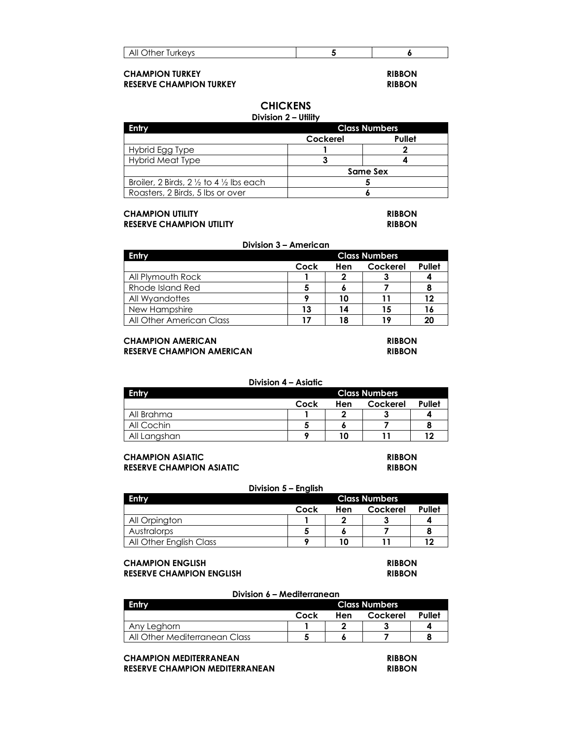| All Other Turkeys | 5 | 6 |
|---|---|---|

**CHAMPION TURKEY** **RIBBON**
**RESERVE CHAMPION TURKEY** **RIBBON**

## CHICKENS

**Division 2 – Utility**

| Entry | Class Numbers | |
|---|---|---|
| | **Cockerel** | **Pullet** |
| Hybrid Egg Type | **1** | **2** |
| Hybrid Meat Type | **3** | **4** |
| | **Same Sex** | |
| Broiler, 2 Birds, 2 ½ to 4 ½ lbs each | **5** | |
| Roasters, 2 Birds, 5 lbs or over | **6** | |

**CHAMPION UTILITY** **RIBBON**
**RESERVE CHAMPION UTILITY** **RIBBON**

**Division 3 – American**

| Entry | Class Numbers | | | |
|---|---|---|---|---|
| | **Cock** | **Hen** | **Cockerel** | **Pullet** |
| All Plymouth Rock | **1** | **2** | **3** | **4** |
| Rhode Island Red | **5** | **6** | **7** | **8** |
| All Wyandottes | **9** | **10** | **11** | **12** |
| New Hampshire | **13** | **14** | **15** | **16** |
| All Other American Class | **17** | **18** | **19** | **20** |

**CHAMPION AMERICAN** **RIBBON**
**RESERVE CHAMPION AMERICAN** **RIBBON**

**Division 4 – Asiatic**

| Entry | Class Numbers | | | |
|---|---|---|---|---|
| | **Cock** | **Hen** | **Cockerel** | **Pullet** |
| All Brahma | **1** | **2** | **3** | **4** |
| All Cochin | **5** | **6** | **7** | **8** |
| All Langshan | **9** | **10** | **11** | **12** |

**CHAMPION ASIATIC** **RIBBON**
**RESERVE CHAMPION ASIATIC** **RIBBON**

**Division 5 – English**

| Entry | Class Numbers | | | |
|---|---|---|---|---|
| | **Cock** | **Hen** | **Cockerel** | **Pullet** |
| All Orpington | **1** | **2** | **3** | **4** |
| Australorps | **5** | **6** | **7** | **8** |
| All Other English Class | **9** | **10** | **11** | **12** |

**CHAMPION ENGLISH** **RIBBON**
**RESERVE CHAMPION ENGLISH** **RIBBON**

**Division 6 – Mediterranean**

| Entry | Class Numbers | | | |
|---|---|---|---|---|
| | **Cock** | **Hen** | **Cockerel** | **Pullet** |
| Any Leghorn | **1** | **2** | **3** | **4** |
| All Other Mediterranean Class | **5** | **6** | **7** | **8** |

**CHAMPION MEDITERRANEAN** **RIBBON**
**RESERVE CHAMPION MEDITERRANEAN** **RIBBON**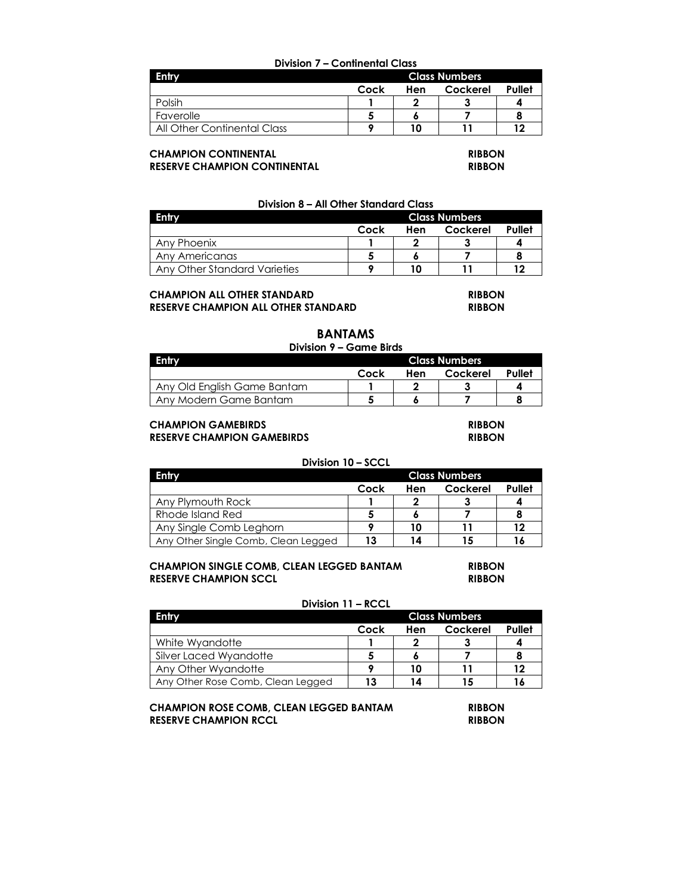### Division 7 – Continental Class

| Entry | Class Numbers | | | |
|---|---|---|---|---|
| | Cock | Hen | Cockerel | Pullet |
| Polsih | 1 | 2 | 3 | 4 |
| Faverolle | 5 | 6 | 7 | 8 |
| All Other Continental Class | 9 | 10 | 11 | 12 |

**CHAMPION CONTINENTAL** — **RIBBON**
**RESERVE CHAMPION CONTINENTAL** — **RIBBON**

### Division 8 – All Other Standard Class

| Entry | Class Numbers | | | |
|---|---|---|---|---|
| | Cock | Hen | Cockerel | Pullet |
| Any Phoenix | 1 | 2 | 3 | 4 |
| Any Americanas | 5 | 6 | 7 | 8 |
| Any Other Standard Varieties | 9 | 10 | 11 | 12 |

**CHAMPION ALL OTHER STANDARD** — **RIBBON**
**RESERVE CHAMPION ALL OTHER STANDARD** — **RIBBON**

## BANTAMS

### Division 9 – Game Birds

| Entry | Class Numbers | | | |
|---|---|---|---|---|
| | Cock | Hen | Cockerel | Pullet |
| Any Old English Game Bantam | 1 | 2 | 3 | 4 |
| Any Modern Game Bantam | 5 | 6 | 7 | 8 |

**CHAMPION GAMEBIRDS** — **RIBBON**
**RESERVE CHAMPION GAMEBIRDS** — **RIBBON**

### Division 10 – SCCL

| Entry | Class Numbers | | | |
|---|---|---|---|---|
| | Cock | Hen | Cockerel | Pullet |
| Any Plymouth Rock | 1 | 2 | 3 | 4 |
| Rhode Island Red | 5 | 6 | 7 | 8 |
| Any Single Comb Leghorn | 9 | 10 | 11 | 12 |
| Any Other Single Comb, Clean Legged | 13 | 14 | 15 | 16 |

**CHAMPION SINGLE COMB, CLEAN LEGGED BANTAM** — **RIBBON**
**RESERVE CHAMPION SCCL** — **RIBBON**

### Division 11 – RCCL

| Entry | Class Numbers | | | |
|---|---|---|---|---|
| | Cock | Hen | Cockerel | Pullet |
| White Wyandotte | 1 | 2 | 3 | 4 |
| Silver Laced Wyandotte | 5 | 6 | 7 | 8 |
| Any Other Wyandotte | 9 | 10 | 11 | 12 |
| Any Other Rose Comb, Clean Legged | 13 | 14 | 15 | 16 |

**CHAMPION ROSE COMB, CLEAN LEGGED BANTAM** — **RIBBON**
**RESERVE CHAMPION RCCL** — **RIBBON**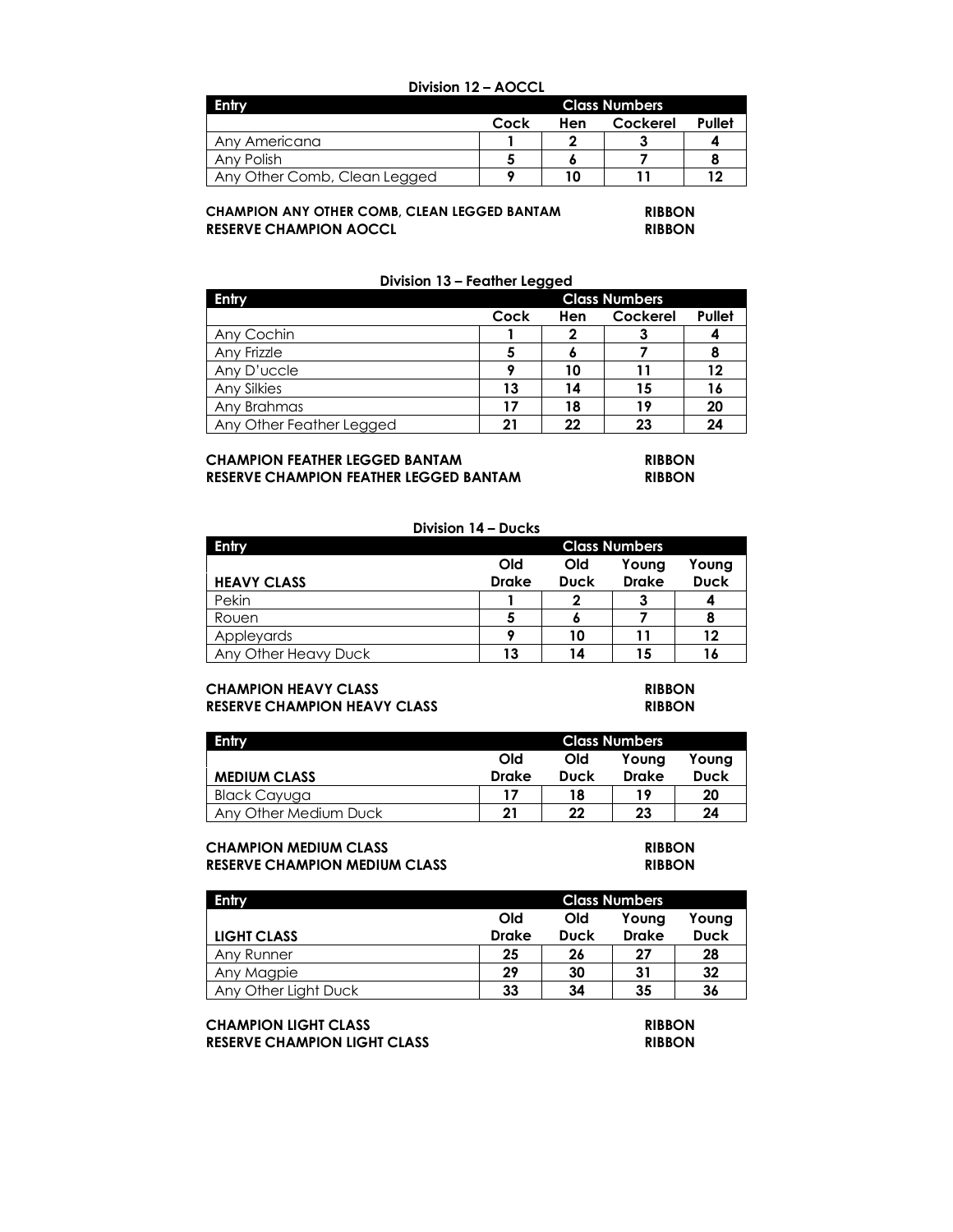### Division 12 – AOCCL

| Entry | Class Numbers | | | |
|---|---|---|---|---|
| | Cock | Hen | Cockerel | Pullet |
| Any Americana | 1 | 2 | 3 | 4 |
| Any Polish | 5 | 6 | 7 | 8 |
| Any Other Comb, Clean Legged | 9 | 10 | 11 | 12 |

**CHAMPION ANY OTHER COMB, CLEAN LEGGED BANTAM** **RIBBON**
**RESERVE CHAMPION AOCCL** **RIBBON**

### Division 13 – Feather Legged

| Entry | Class Numbers | | | |
|---|---|---|---|---|
| | Cock | Hen | Cockerel | Pullet |
| Any Cochin | 1 | 2 | 3 | 4 |
| Any Frizzle | 5 | 6 | 7 | 8 |
| Any D'uccle | 9 | 10 | 11 | 12 |
| Any Silkies | 13 | 14 | 15 | 16 |
| Any Brahmas | 17 | 18 | 19 | 20 |
| Any Other Feather Legged | 21 | 22 | 23 | 24 |

**CHAMPION FEATHER LEGGED BANTAM** **RIBBON**
**RESERVE CHAMPION FEATHER LEGGED BANTAM** **RIBBON**

### Division 14 – Ducks

| Entry | Class Numbers | | | |
|---|---|---|---|---|
| **HEAVY CLASS** | Old Drake | Old Duck | Young Drake | Young Duck |
| Pekin | 1 | 2 | 3 | 4 |
| Rouen | 5 | 6 | 7 | 8 |
| Appleyards | 9 | 10 | 11 | 12 |
| Any Other Heavy Duck | 13 | 14 | 15 | 16 |

**CHAMPION HEAVY CLASS** **RIBBON**
**RESERVE CHAMPION HEAVY CLASS** **RIBBON**

| Entry | Class Numbers | | | |
|---|---|---|---|---|
| **MEDIUM CLASS** | Old Drake | Old Duck | Young Drake | Young Duck |
| Black Cayuga | 17 | 18 | 19 | 20 |
| Any Other Medium Duck | 21 | 22 | 23 | 24 |

**CHAMPION MEDIUM CLASS** **RIBBON**
**RESERVE CHAMPION MEDIUM CLASS** **RIBBON**

| Entry | Class Numbers | | | |
|---|---|---|---|---|
| **LIGHT CLASS** | Old Drake | Old Duck | Young Drake | Young Duck |
| Any Runner | 25 | 26 | 27 | 28 |
| Any Magpie | 29 | 30 | 31 | 32 |
| Any Other Light Duck | 33 | 34 | 35 | 36 |

**CHAMPION LIGHT CLASS** **RIBBON**
**RESERVE CHAMPION LIGHT CLASS** **RIBBON**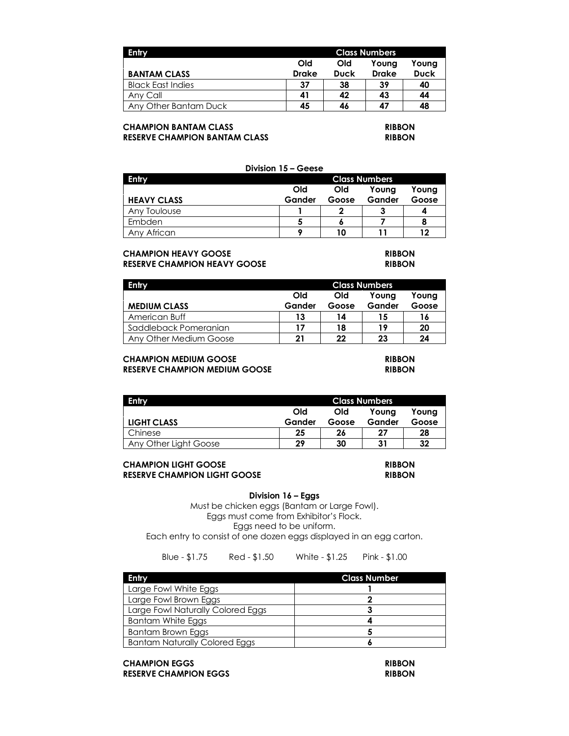| Entry | Class Numbers | | | |
|---|---|---|---|---|
| **BANTAM CLASS** | **Old Drake** | **Old Duck** | **Young Drake** | **Young Duck** |
| Black East Indies | **37** | **38** | **39** | **40** |
| Any Call | **41** | **42** | **43** | **44** |
| Any Other Bantam Duck | **45** | **46** | **47** | **48** |

**CHAMPION BANTAM CLASS** **RIBBON**
**RESERVE CHAMPION BANTAM CLASS** **RIBBON**

### Division 15 – Geese

| Entry | Class Numbers | | | |
|---|---|---|---|---|
| **HEAVY CLASS** | **Old Gander** | **Old Goose** | **Young Gander** | **Young Goose** |
| Any Toulouse | **1** | **2** | **3** | **4** |
| Embden | **5** | **6** | **7** | **8** |
| Any African | **9** | **10** | **11** | **12** |

**CHAMPION HEAVY GOOSE** **RIBBON**
**RESERVE CHAMPION HEAVY GOOSE** **RIBBON**

| Entry | Class Numbers | | | |
|---|---|---|---|---|
| **MEDIUM CLASS** | **Old Gander** | **Old Goose** | **Young Gander** | **Young Goose** |
| American Buff | **13** | **14** | **15** | **16** |
| Saddleback Pomeranian | **17** | **18** | **19** | **20** |
| Any Other Medium Goose | **21** | **22** | **23** | **24** |

**CHAMPION MEDIUM GOOSE** **RIBBON**
**RESERVE CHAMPION MEDIUM GOOSE** **RIBBON**

| Entry | Class Numbers | | | |
|---|---|---|---|---|
| **LIGHT CLASS** | **Old Gander** | **Old Goose** | **Young Gander** | **Young Goose** |
| Chinese | **25** | **26** | **27** | **28** |
| Any Other Light Goose | **29** | **30** | **31** | **32** |

**CHAMPION LIGHT GOOSE** **RIBBON**
**RESERVE CHAMPION LIGHT GOOSE** **RIBBON**

### Division 16 – Eggs

Must be chicken eggs (Bantam or Large Fowl).
Eggs must come from Exhibitor's Flock.
Eggs need to be uniform.
Each entry to consist of one dozen eggs displayed in an egg carton.

Blue - $1.75 Red - $1.50 White - $1.25 Pink - $1.00

| Entry | Class Number |
|---|---|
| Large Fowl White Eggs | **1** |
| Large Fowl Brown Eggs | **2** |
| Large Fowl Naturally Colored Eggs | **3** |
| Bantam White Eggs | **4** |
| Bantam Brown Eggs | **5** |
| Bantam Naturally Colored Eggs | **6** |

**CHAMPION EGGS** **RIBBON**
**RESERVE CHAMPION EGGS** **RIBBON**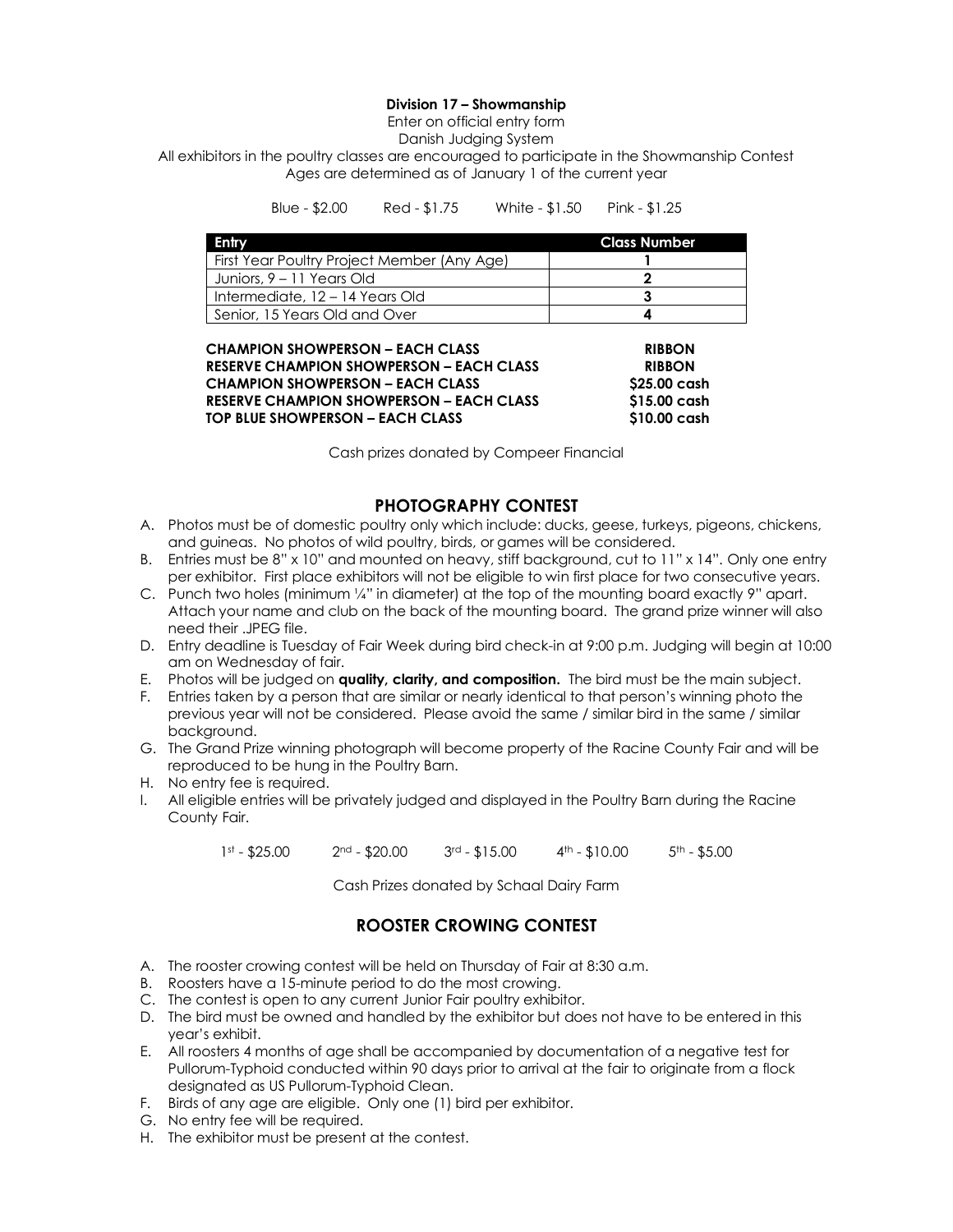### Division 17 – Showmanship

Enter on official entry form

Danish Judging System

All exhibitors in the poultry classes are encouraged to participate in the Showmanship Contest

Ages are determined as of January 1 of the current year

Blue - $2.00 Red - $1.75 White - $1.50 Pink - $1.25

| Entry | Class Number |
|---|---|
| First Year Poultry Project Member (Any Age) | 1 |
| Juniors, 9 – 11 Years Old | 2 |
| Intermediate, 12 – 14 Years Old | 3 |
| Senior, 15 Years Old and Over | 4 |

| | |
|---|---|
| **CHAMPION SHOWPERSON – EACH CLASS** | **RIBBON** |
| **RESERVE CHAMPION SHOWPERSON – EACH CLASS** | **RIBBON** |
| **CHAMPION SHOWPERSON – EACH CLASS** | **$25.00 cash** |
| **RESERVE CHAMPION SHOWPERSON – EACH CLASS** | **$15.00 cash** |
| **TOP BLUE SHOWPERSON – EACH CLASS** | **$10.00 cash** |

Cash prizes donated by Compeer Financial

## PHOTOGRAPHY CONTEST

A. Photos must be of domestic poultry only which include: ducks, geese, turkeys, pigeons, chickens, and guineas. No photos of wild poultry, birds, or games will be considered.
B. Entries must be 8" x 10" and mounted on heavy, stiff background, cut to 11" x 14". Only one entry per exhibitor. First place exhibitors will not be eligible to win first place for two consecutive years.
C. Punch two holes (minimum ¼" in diameter) at the top of the mounting board exactly 9" apart. Attach your name and club on the back of the mounting board. The grand prize winner will also need their .JPEG file.
D. Entry deadline is Tuesday of Fair Week during bird check-in at 9:00 p.m. Judging will begin at 10:00 am on Wednesday of fair.
E. Photos will be judged on **quality, clarity, and composition.** The bird must be the main subject.
F. Entries taken by a person that are similar or nearly identical to that person's winning photo the previous year will not be considered. Please avoid the same / similar bird in the same / similar background.
G. The Grand Prize winning photograph will become property of the Racine County Fair and will be reproduced to be hung in the Poultry Barn.
H. No entry fee is required.
I. All eligible entries will be privately judged and displayed in the Poultry Barn during the Racine County Fair.

1st - $25.00 2nd - $20.00 3rd - $15.00 4th - $10.00 5th - $5.00

Cash Prizes donated by Schaal Dairy Farm

## ROOSTER CROWING CONTEST

A. The rooster crowing contest will be held on Thursday of Fair at 8:30 a.m.
B. Roosters have a 15-minute period to do the most crowing.
C. The contest is open to any current Junior Fair poultry exhibitor.
D. The bird must be owned and handled by the exhibitor but does not have to be entered in this year's exhibit.
E. All roosters 4 months of age shall be accompanied by documentation of a negative test for Pullorum-Typhoid conducted within 90 days prior to arrival at the fair to originate from a flock designated as US Pullorum-Typhoid Clean.
F. Birds of any age are eligible. Only one (1) bird per exhibitor.
G. No entry fee will be required.
H. The exhibitor must be present at the contest.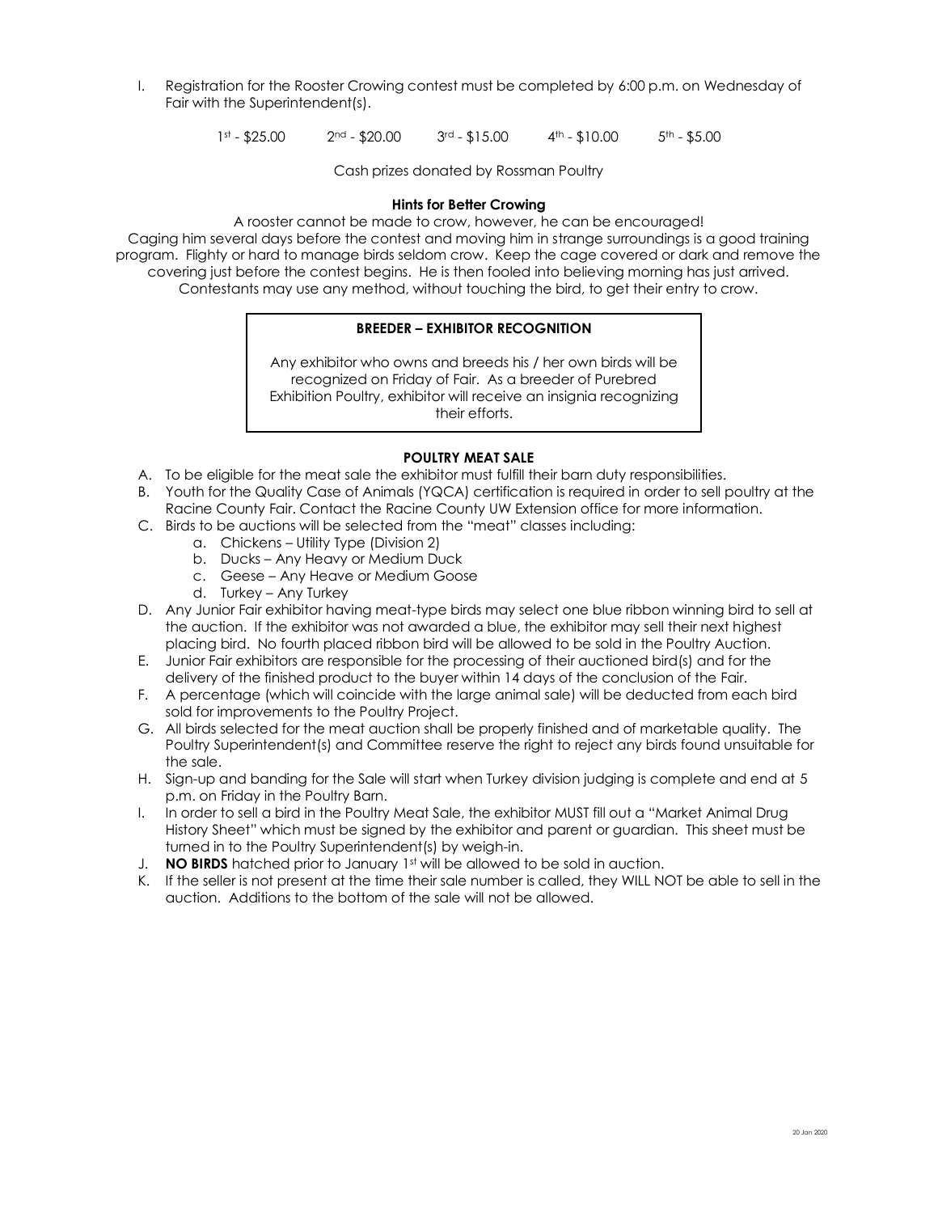I. Registration for the Rooster Crowing contest must be completed by 6:00 p.m. on Wednesday of Fair with the Superintendent(s).

1st - $25.00 2nd - $20.00 3rd - $15.00 4th - $10.00 5th - $5.00

Cash prizes donated by Rossman Poultry

**Hints for Better Crowing**

A rooster cannot be made to crow, however, he can be encouraged!
Caging him several days before the contest and moving him in strange surroundings is a good training program. Flighty or hard to manage birds seldom crow. Keep the cage covered or dark and remove the covering just before the contest begins. He is then fooled into believing morning has just arrived. Contestants may use any method, without touching the bird, to get their entry to crow.

**BREEDER – EXHIBITOR RECOGNITION**

Any exhibitor who owns and breeds his / her own birds will be recognized on Friday of Fair. As a breeder of Purebred Exhibition Poultry, exhibitor will receive an insignia recognizing their efforts.

**POULTRY MEAT SALE**

A. To be eligible for the meat sale the exhibitor must fulfill their barn duty responsibilities.
B. Youth for the Quality Case of Animals (YQCA) certification is required in order to sell poultry at the Racine County Fair. Contact the Racine County UW Extension office for more information.
C. Birds to be auctions will be selected from the "meat" classes including:
   a. Chickens – Utility Type (Division 2)
   b. Ducks – Any Heavy or Medium Duck
   c. Geese – Any Heave or Medium Goose
   d. Turkey – Any Turkey
D. Any Junior Fair exhibitor having meat-type birds may select one blue ribbon winning bird to sell at the auction. If the exhibitor was not awarded a blue, the exhibitor may sell their next highest placing bird. No fourth placed ribbon bird will be allowed to be sold in the Poultry Auction.
E. Junior Fair exhibitors are responsible for the processing of their auctioned bird(s) and for the delivery of the finished product to the buyer within 14 days of the conclusion of the Fair.
F. A percentage (which will coincide with the large animal sale) will be deducted from each bird sold for improvements to the Poultry Project.
G. All birds selected for the meat auction shall be properly finished and of marketable quality. The Poultry Superintendent(s) and Committee reserve the right to reject any birds found unsuitable for the sale.
H. Sign-up and banding for the Sale will start when Turkey division judging is complete and end at 5 p.m. on Friday in the Poultry Barn.
I. In order to sell a bird in the Poultry Meat Sale, the exhibitor MUST fill out a "Market Animal Drug History Sheet" which must be signed by the exhibitor and parent or guardian. This sheet must be turned in to the Poultry Superintendent(s) by weigh-in.
J. **NO BIRDS** hatched prior to January 1st will be allowed to be sold in auction.
K. If the seller is not present at the time their sale number is called, they WILL NOT be able to sell in the auction. Additions to the bottom of the sale will not be allowed.